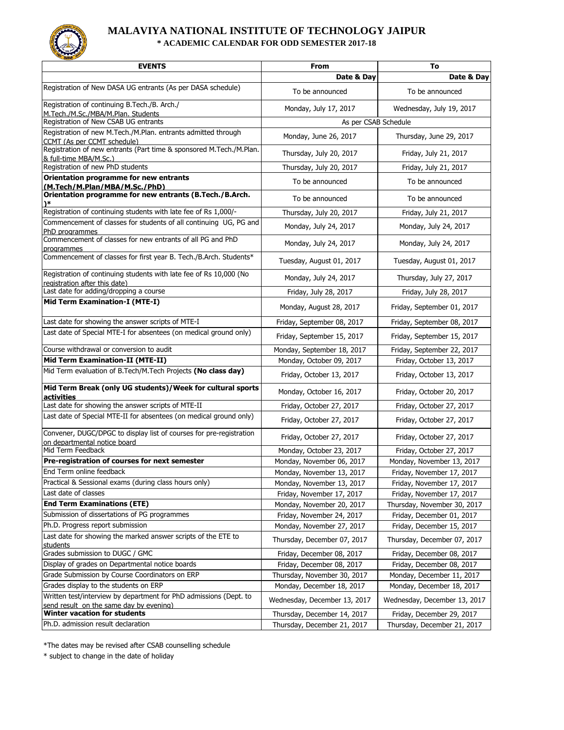# MALAVIYA NATIONAL INSTITUTE OF TECHNOLOGY JAIPUR

## * ACADEMIC CALENDAR FOR ODD SEMESTER 2017-18

| EVENTS | From | To |
|---|---|---|
| | Date & Day | Date & Day |
| Registration of New DASA UG entrants (As per DASA schedule) | To be announced | To be announced |
| Registration of continuing B.Tech./B. Arch./ M.Tech./M.Sc./MBA/M.Plan. Students | Monday, July 17, 2017 | Wednesday, July 19, 2017 |
| Registration of New CSAB UG entrants | As per CSAB Schedule | |
| Registration of new M.Tech./M.Plan. entrants admitted through CCMT (As per CCMT schedule) | Monday, June 26, 2017 | Thursday, June 29, 2017 |
| Registration of new entrants (Part time & sponsored M.Tech./M.Plan. & full-time MBA/M.Sc.) | Thursday, July 20, 2017 | Friday, July 21, 2017 |
| Registration of new PhD students | Thursday, July 20, 2017 | Friday, July 21, 2017 |
| **Orientation programme for new entrants (M.Tech/M.Plan/MBA/M.Sc./PhD)** | To be announced | To be announced |
| **Orientation programme for new entrants (B.Tech./B.Arch. )*** | To be announced | To be announced |
| Registration of continuing students with late fee of Rs 1,000/- | Thursday, July 20, 2017 | Friday, July 21, 2017 |
| Commencement of classes for students of all continuing UG, PG and PhD programmes | Monday, July 24, 2017 | Monday, July 24, 2017 |
| Commencement of classes for new entrants of all PG and PhD programmes | Monday, July 24, 2017 | Monday, July 24, 2017 |
| Commencement of classes for first year B. Tech./B.Arch. Students* | Tuesday, August 01, 2017 | Tuesday, August 01, 2017 |
| Registration of continuing students with late fee of Rs 10,000 (No registration after this date) | Monday, July 24, 2017 | Thursday, July 27, 2017 |
| Last date for adding/dropping a course | Friday, July 28, 2017 | Friday, July 28, 2017 |
| **Mid Term Examination-I (MTE-I)** | Monday, August 28, 2017 | Friday, September 01, 2017 |
| Last date for showing the answer scripts of MTE-I | Friday, September 08, 2017 | Friday, September 08, 2017 |
| Last date of Special MTE-I for absentees (on medical ground only) | Friday, September 15, 2017 | Friday, September 15, 2017 |
| Course withdrawal or conversion to audit | Monday, September 18, 2017 | Friday, September 22, 2017 |
| **Mid Term Examination-II (MTE-II)** | Monday, October 09, 2017 | Friday, October 13, 2017 |
| Mid Term evaluation of B.Tech/M.Tech Projects **(No class day)** | Friday, October 13, 2017 | Friday, October 13, 2017 |
| **Mid Term Break (only UG students)/Week for cultural sports activities** | Monday, October 16, 2017 | Friday, October 20, 2017 |
| Last date for showing the answer scripts of MTE-II | Friday, October 27, 2017 | Friday, October 27, 2017 |
| Last date of Special MTE-II for absentees (on medical ground only) | Friday, October 27, 2017 | Friday, October 27, 2017 |
| Convener, DUGC/DPGC to display list of courses for pre-registration on departmental notice board | Friday, October 27, 2017 | Friday, October 27, 2017 |
| Mid Term Feedback | Monday, October 23, 2017 | Friday, October 27, 2017 |
| **Pre-registration of courses for next semester** | Monday, November 06, 2017 | Monday, November 13, 2017 |
| End Term online feedback | Monday, November 13, 2017 | Friday, November 17, 2017 |
| Practical & Sessional exams (during class hours only) | Monday, November 13, 2017 | Friday, November 17, 2017 |
| Last date of classes | Friday, November 17, 2017 | Friday, November 17, 2017 |
| **End Term Examinations (ETE)** | Monday, November 20, 2017 | Thursday, November 30, 2017 |
| Submission of dissertations of PG programmes | Friday, November 24, 2017 | Friday, December 01, 2017 |
| Ph.D. Progress report submission | Monday, November 27, 2017 | Friday, December 15, 2017 |
| Last date for showing the marked answer scripts of the ETE to students | Thursday, December 07, 2017 | Thursday, December 07, 2017 |
| Grades submission to DUGC / GMC | Friday, December 08, 2017 | Friday, December 08, 2017 |
| Display of grades on Departmental notice boards | Friday, December 08, 2017 | Friday, December 08, 2017 |
| Grade Submission by Course Coordinators on ERP | Thursday, November 30, 2017 | Monday, December 11, 2017 |
| Grades display to the students on ERP | Monday, December 18, 2017 | Monday, December 18, 2017 |
| Written test/interview by department for PhD admissions (Dept. to send result on the same day by evening) | Wednesday, December 13, 2017 | Wednesday, December 13, 2017 |
| **Winter vacation for students** | Thursday, December 14, 2017 | Friday, December 29, 2017 |
| Ph.D. admission result declaration | Thursday, December 21, 2017 | Thursday, December 21, 2017 |

*The dates may be revised after CSAB counselling schedule

* subject to change in the date of holiday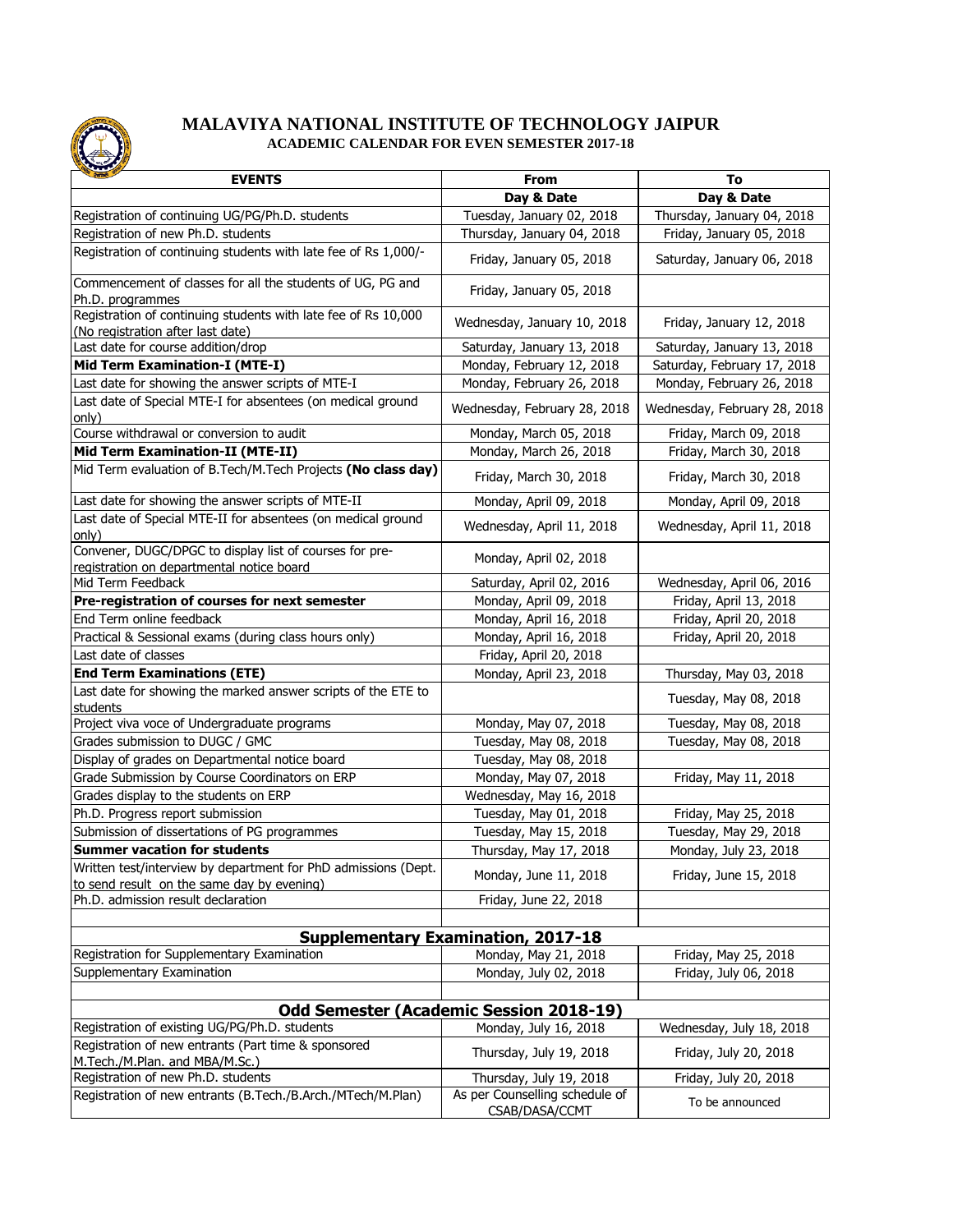# MALAVIYA NATIONAL INSTITUTE OF TECHNOLOGY JAIPUR

## ACADEMIC CALENDAR FOR EVEN SEMESTER 2017-18

| EVENTS | From | To |
|---|---|---|
| | **Day & Date** | **Day & Date** |
| Registration of continuing UG/PG/Ph.D. students | Tuesday, January 02, 2018 | Thursday, January 04, 2018 |
| Registration of new Ph.D. students | Thursday, January 04, 2018 | Friday, January 05, 2018 |
| Registration of continuing students with late fee of Rs 1,000/- | Friday, January 05, 2018 | Saturday, January 06, 2018 |
| Commencement of classes for all the students of UG, PG and Ph.D. programmes | Friday, January 05, 2018 | |
| Registration of continuing students with late fee of Rs 10,000 (No registration after last date) | Wednesday, January 10, 2018 | Friday, January 12, 2018 |
| Last date for course addition/drop | Saturday, January 13, 2018 | Saturday, January 13, 2018 |
| **Mid Term Examination-I (MTE-I)** | Monday, February 12, 2018 | Saturday, February 17, 2018 |
| Last date for showing the answer scripts of MTE-I | Monday, February 26, 2018 | Monday, February 26, 2018 |
| Last date of Special MTE-I for absentees (on medical ground only) | Wednesday, February 28, 2018 | Wednesday, February 28, 2018 |
| Course withdrawal or conversion to audit | Monday, March 05, 2018 | Friday, March 09, 2018 |
| **Mid Term Examination-II (MTE-II)** | Monday, March 26, 2018 | Friday, March 30, 2018 |
| Mid Term evaluation of B.Tech/M.Tech Projects **(No class day)** | Friday, March 30, 2018 | Friday, March 30, 2018 |
| Last date for showing the answer scripts of MTE-II | Monday, April 09, 2018 | Monday, April 09, 2018 |
| Last date of Special MTE-II for absentees (on medical ground only) | Wednesday, April 11, 2018 | Wednesday, April 11, 2018 |
| Convener, DUGC/DPGC to display list of courses for pre-registration on departmental notice board | Monday, April 02, 2018 | |
| Mid Term Feedback | Saturday, April 02, 2016 | Wednesday, April 06, 2016 |
| **Pre-registration of courses for next semester** | Monday, April 09, 2018 | Friday, April 13, 2018 |
| End Term online feedback | Monday, April 16, 2018 | Friday, April 20, 2018 |
| Practical & Sessional exams (during class hours only) | Monday, April 16, 2018 | Friday, April 20, 2018 |
| Last date of classes | Friday, April 20, 2018 | |
| **End Term Examinations (ETE)** | Monday, April 23, 2018 | Thursday, May 03, 2018 |
| Last date for showing the marked answer scripts of the ETE to students | | Tuesday, May 08, 2018 |
| Project viva voce of Undergraduate programs | Monday, May 07, 2018 | Tuesday, May 08, 2018 |
| Grades submission to DUGC / GMC | Tuesday, May 08, 2018 | Tuesday, May 08, 2018 |
| Display of grades on Departmental notice board | Tuesday, May 08, 2018 | |
| Grade Submission by Course Coordinators on ERP | Monday, May 07, 2018 | Friday, May 11, 2018 |
| Grades display to the students on ERP | Wednesday, May 16, 2018 | |
| Ph.D. Progress report submission | Tuesday, May 01, 2018 | Friday, May 25, 2018 |
| Submission of dissertations of PG programmes | Tuesday, May 15, 2018 | Tuesday, May 29, 2018 |
| **Summer vacation for students** | Thursday, May 17, 2018 | Monday, July 23, 2018 |
| Written test/interview by department for PhD admissions (Dept. to send result on the same day by evening) | Monday, June 11, 2018 | Friday, June 15, 2018 |
| Ph.D. admission result declaration | Friday, June 22, 2018 | |
| | | |
| **Supplementary Examination, 2017-18** | | |
| Registration for Supplementary Examination | Monday, May 21, 2018 | Friday, May 25, 2018 |
| Supplementary Examination | Monday, July 02, 2018 | Friday, July 06, 2018 |
| | | |
| **Odd Semester (Academic Session 2018-19)** | | |
| Registration of existing UG/PG/Ph.D. students | Monday, July 16, 2018 | Wednesday, July 18, 2018 |
| Registration of new entrants (Part time & sponsored M.Tech./M.Plan. and MBA/M.Sc.) | Thursday, July 19, 2018 | Friday, July 20, 2018 |
| Registration of new Ph.D. students | Thursday, July 19, 2018 | Friday, July 20, 2018 |
| Registration of new entrants (B.Tech./B.Arch./MTech/M.Plan) | As per Counselling schedule of CSAB/DASA/CCMT | To be announced |